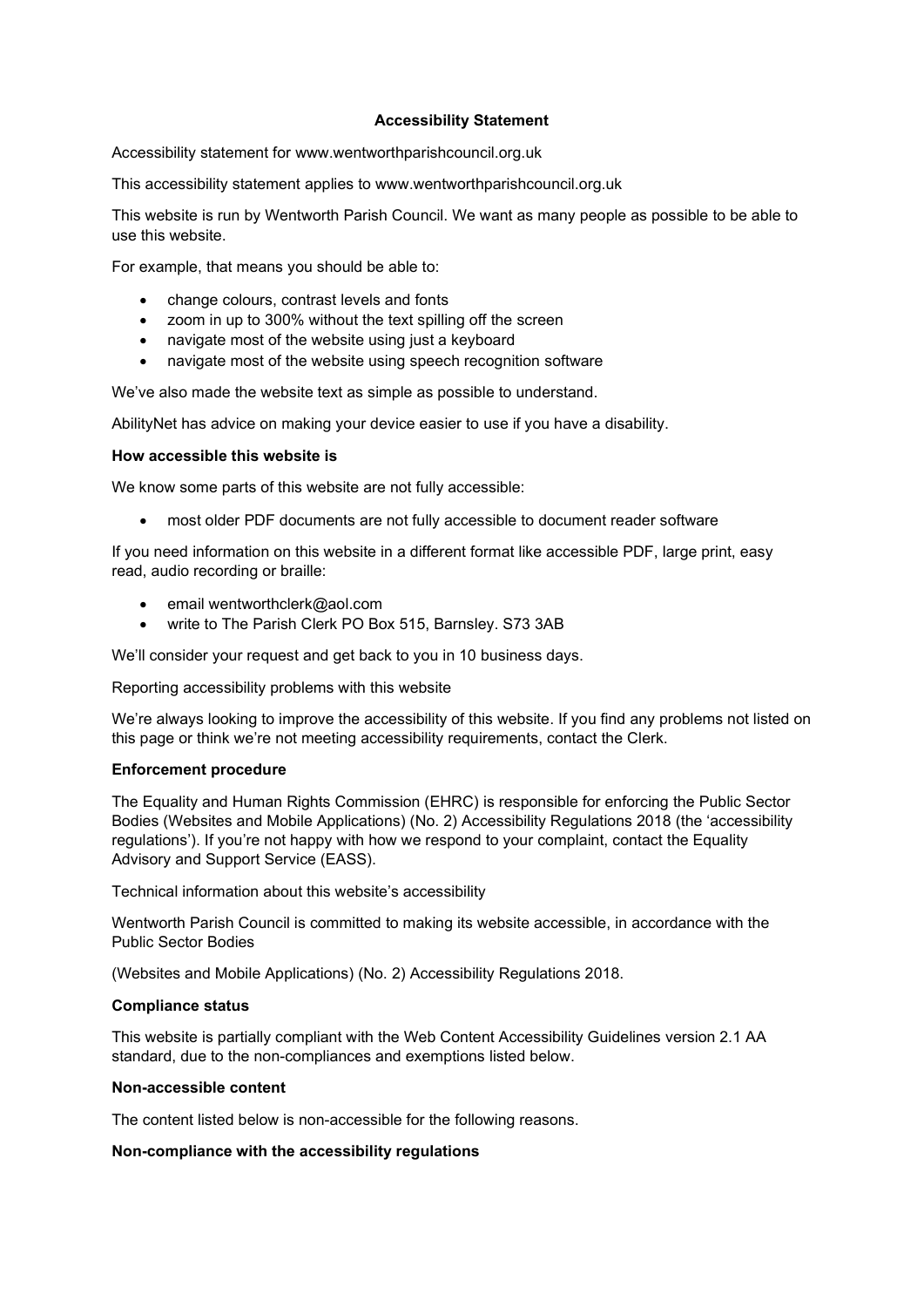# Accessibility Statement

Accessibility statement for www.wentworthparishcouncil.org.uk

This accessibility statement applies to www.wentworthparishcouncil.org.uk

This website is run by Wentworth Parish Council. We want as many people as possible to be able to use this website.

For example, that means you should be able to:

- change colours, contrast levels and fonts
- zoom in up to 300% without the text spilling off the screen
- navigate most of the website using just a keyboard
- navigate most of the website using speech recognition software

We've also made the website text as simple as possible to understand.

AbilityNet has advice on making your device easier to use if you have a disability.

## How accessible this website is

We know some parts of this website are not fully accessible:

- most older PDF documents are not fully accessible to document reader software

If you need information on this website in a different format like accessible PDF, large print, easy read, audio recording or braille:

- email wentworthclerk@aol.com
- write to The Parish Clerk PO Box 515, Barnsley. S73 3AB

We'll consider your request and get back to you in 10 business days.

Reporting accessibility problems with this website

We're always looking to improve the accessibility of this website. If you find any problems not listed on this page or think we're not meeting accessibility requirements, contact the Clerk.

## Enforcement procedure

The Equality and Human Rights Commission (EHRC) is responsible for enforcing the Public Sector Bodies (Websites and Mobile Applications) (No. 2) Accessibility Regulations 2018 (the 'accessibility regulations'). If you're not happy with how we respond to your complaint, contact the Equality Advisory and Support Service (EASS).

Technical information about this website's accessibility

Wentworth Parish Council is committed to making its website accessible, in accordance with the Public Sector Bodies

(Websites and Mobile Applications) (No. 2) Accessibility Regulations 2018.

## Compliance status

This website is partially compliant with the Web Content Accessibility Guidelines version 2.1 AA standard, due to the non-compliances and exemptions listed below.

## Non-accessible content

The content listed below is non-accessible for the following reasons.

## Non-compliance with the accessibility regulations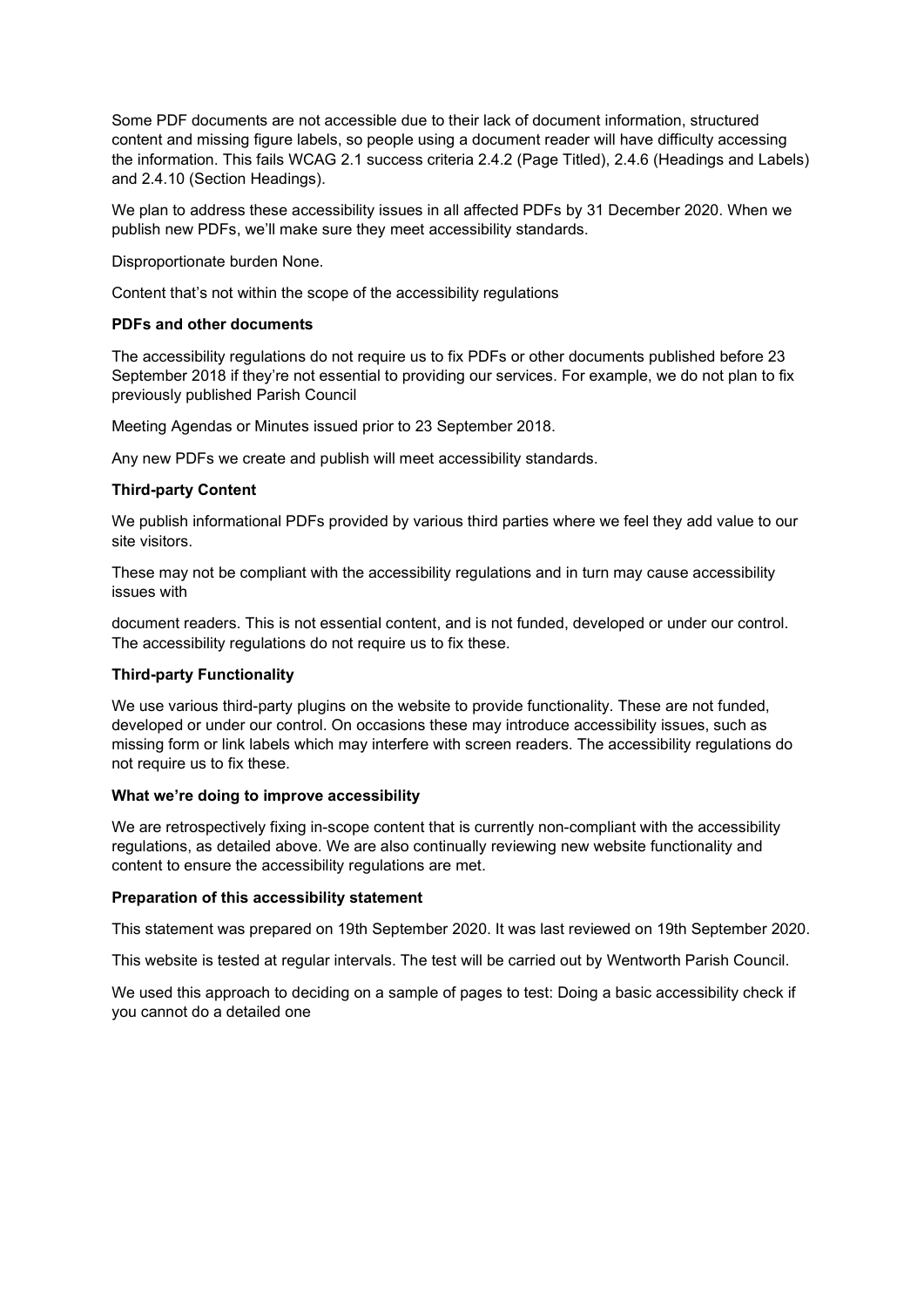Some PDF documents are not accessible due to their lack of document information, structured content and missing figure labels, so people using a document reader will have difficulty accessing the information. This fails WCAG 2.1 success criteria 2.4.2 (Page Titled), 2.4.6 (Headings and Labels) and 2.4.10 (Section Headings).

We plan to address these accessibility issues in all affected PDFs by 31 December 2020. When we publish new PDFs, we'll make sure they meet accessibility standards.

Disproportionate burden None.

Content that's not within the scope of the accessibility regulations

**PDFs and other documents**

The accessibility regulations do not require us to fix PDFs or other documents published before 23 September 2018 if they're not essential to providing our services. For example, we do not plan to fix previously published Parish Council

Meeting Agendas or Minutes issued prior to 23 September 2018.

Any new PDFs we create and publish will meet accessibility standards.

**Third-party Content**

We publish informational PDFs provided by various third parties where we feel they add value to our site visitors.

These may not be compliant with the accessibility regulations and in turn may cause accessibility issues with

document readers. This is not essential content, and is not funded, developed or under our control. The accessibility regulations do not require us to fix these.

**Third-party Functionality**

We use various third-party plugins on the website to provide functionality. These are not funded, developed or under our control. On occasions these may introduce accessibility issues, such as missing form or link labels which may interfere with screen readers. The accessibility regulations do not require us to fix these.

**What we're doing to improve accessibility**

We are retrospectively fixing in-scope content that is currently non-compliant with the accessibility regulations, as detailed above. We are also continually reviewing new website functionality and content to ensure the accessibility regulations are met.

**Preparation of this accessibility statement**

This statement was prepared on 19th September 2020. It was last reviewed on 19th September 2020.

This website is tested at regular intervals. The test will be carried out by Wentworth Parish Council.

We used this approach to deciding on a sample of pages to test: Doing a basic accessibility check if you cannot do a detailed one